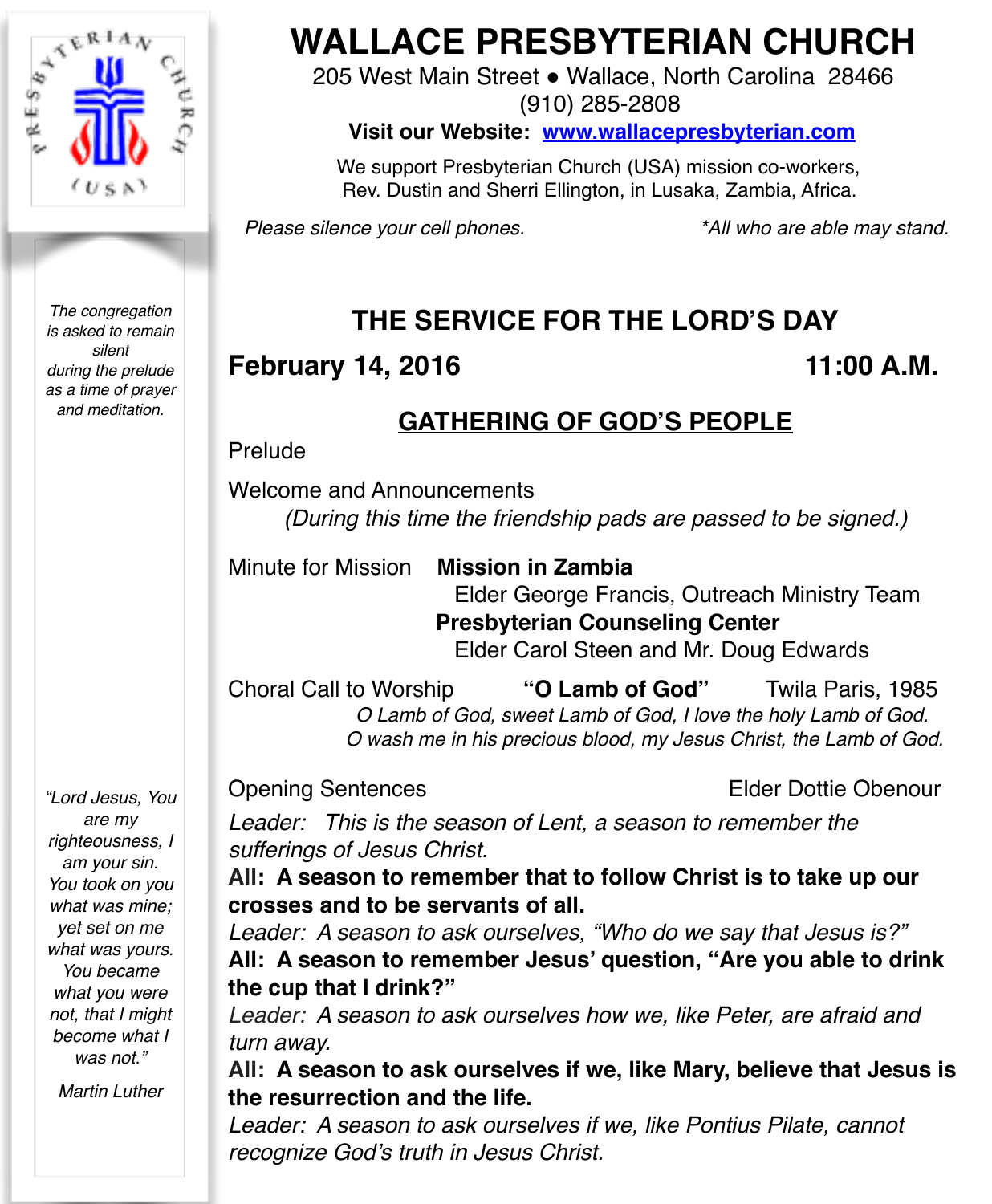# WALLACE PRESBYTERIAN CHURCH

205 West Main Street ● Wallace, North Carolina 28466
(910) 285-2808

**Visit our Website: www.wallacepresbyterian.com**

We support Presbyterian Church (USA) mission co-workers, Rev. Dustin and Sherri Ellington, in Lusaka, Zambia, Africa.

*Please silence your cell phones.* *\*All who are able may stand.*

*The congregation is asked to remain silent during the prelude as a time of prayer and meditation.*

## THE SERVICE FOR THE LORD'S DAY

**February 14, 2016** **11:00 A.M.**

### GATHERING OF GOD'S PEOPLE

Prelude

Welcome and Announcements
*(During this time the friendship pads are passed to be signed.)*

Minute for Mission **Mission in Zambia**
Elder George Francis, Outreach Ministry Team
**Presbyterian Counseling Center**
Elder Carol Steen and Mr. Doug Edwards

Choral Call to Worship **"O Lamb of God"** Twila Paris, 1985
*O Lamb of God, sweet Lamb of God, I love the holy Lamb of God.*
*O wash me in his precious blood, my Jesus Christ, the Lamb of God.*

Opening Sentences Elder Dottie Obenour

*Leader: This is the season of Lent, a season to remember the sufferings of Jesus Christ.*
**All: A season to remember that to follow Christ is to take up our crosses and to be servants of all.**
*Leader: A season to ask ourselves, "Who do we say that Jesus is?"*
**All: A season to remember Jesus' question, "Are you able to drink the cup that I drink?"**
*Leader: A season to ask ourselves how we, like Peter, are afraid and turn away.*
**All: A season to ask ourselves if we, like Mary, believe that Jesus is the resurrection and the life.**
*Leader: A season to ask ourselves if we, like Pontius Pilate, cannot recognize God's truth in Jesus Christ.*

*"Lord Jesus, You are my righteousness, I am your sin. You took on you what was mine; yet set on me what was yours. You became what you were not, that I might become what I was not."*

*Martin Luther*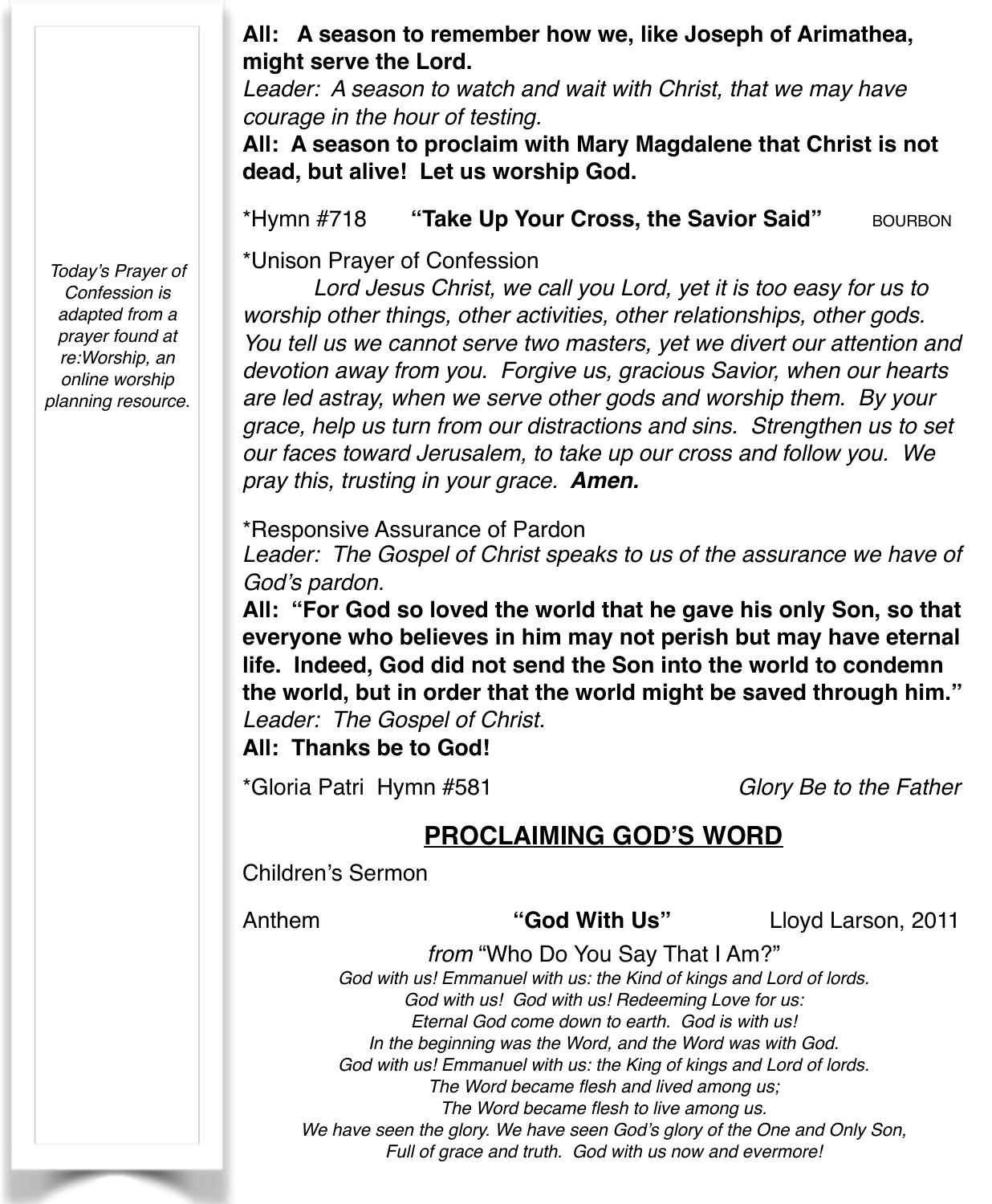**All: A season to remember how we, like Joseph of Arimathea, might serve the Lord.**
*Leader: A season to watch and wait with Christ, that we may have courage in the hour of testing.*
**All: A season to proclaim with Mary Magdalene that Christ is not dead, but alive! Let us worship God.**

*Hymn #718 **"Take Up Your Cross, the Savior Said"** BOURBON

*Today's Prayer of Confession is adapted from a prayer found at re:Worship, an online worship planning resource.*

*Unison Prayer of Confession

*Lord Jesus Christ, we call you Lord, yet it is too easy for us to worship other things, other activities, other relationships, other gods. You tell us we cannot serve two masters, yet we divert our attention and devotion away from you. Forgive us, gracious Savior, when our hearts are led astray, when we serve other gods and worship them. By your grace, help us turn from our distractions and sins. Strengthen us to set our faces toward Jerusalem, to take up our cross and follow you. We pray this, trusting in your grace.* ***Amen.***

*Responsive Assurance of Pardon
*Leader: The Gospel of Christ speaks to us of the assurance we have of God's pardon.*
**All: "For God so loved the world that he gave his only Son, so that everyone who believes in him may not perish but may have eternal life. Indeed, God did not send the Son into the world to condemn the world, but in order that the world might be saved through him."**
*Leader: The Gospel of Christ.*
**All: Thanks be to God!**

*Gloria Patri Hymn #581 *Glory Be to the Father*

## PROCLAIMING GOD'S WORD

Children's Sermon

Anthem **"God With Us"** Lloyd Larson, 2011

*from* "Who Do You Say That I Am?"

*God with us! Emmanuel with us: the Kind of kings and Lord of lords.*
*God with us! God with us! Redeeming Love for us:*
*Eternal God come down to earth. God is with us!*
*In the beginning was the Word, and the Word was with God.*
*God with us! Emmanuel with us: the King of kings and Lord of lords.*
*The Word became flesh and lived among us;*
*The Word became flesh to live among us.*
*We have seen the glory. We have seen God's glory of the One and Only Son,*
*Full of grace and truth. God with us now and evermore!*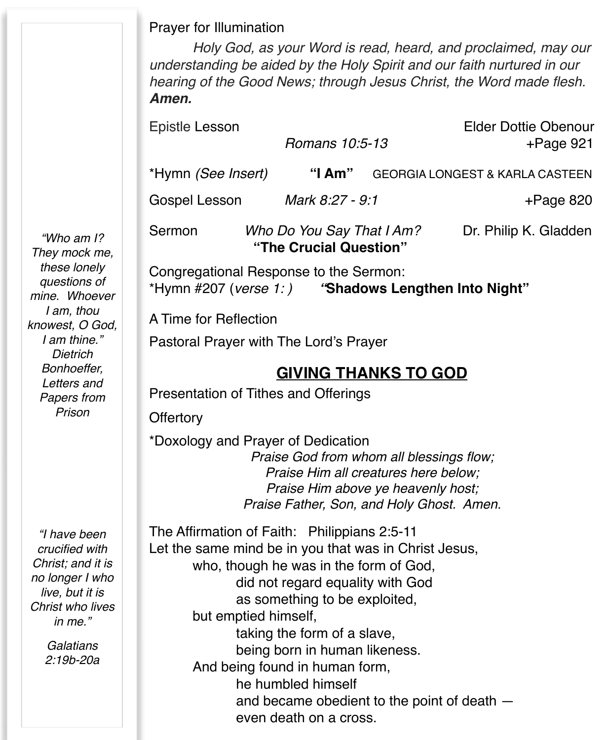Prayer for Illumination

*Holy God, as your Word is read, heard, and proclaimed, may our understanding be aided by the Holy Spirit and our faith nurtured in our hearing of the Good News; through Jesus Christ, the Word made flesh.* ***Amen.***

Epistle Lesson — *Romans 10:5-13* — Elder Dottie Obenour — +Page 921

*Hymn *(See Insert)* **"I Am"** GEORGIA LONGEST & KARLA CASTEEN

Gospel Lesson — *Mark 8:27 - 9:1* — +Page 820

Sermon — *Who Do You Say That I Am?* **"The Crucial Question"** — Dr. Philip K. Gladden

Congregational Response to the Sermon:
*Hymn #207 (*verse 1: )* ***"*Shadows Lengthen Into Night"**

A Time for Reflection

Pastoral Prayer with The Lord's Prayer

## GIVING THANKS TO GOD

Presentation of Tithes and Offerings

Offertory

*Doxology and Prayer of Dedication

*Praise God from whom all blessings flow;*
*Praise Him all creatures here below;*
*Praise Him above ye heavenly host;*
*Praise Father, Son, and Holy Ghost. Amen.*

The Affirmation of Faith: Philippians 2:5-11
Let the same mind be in you that was in Christ Jesus,
who, though he was in the form of God,
did not regard equality with God
as something to be exploited,
but emptied himself,
taking the form of a slave,
being born in human likeness.
And being found in human form,
he humbled himself
and became obedient to the point of death —
even death on a cross.

*"Who am I? They mock me, these lonely questions of mine. Whoever I am, thou knowest, O God, I am thine." Dietrich Bonhoeffer, Letters and Papers from Prison*

*"I have been crucified with Christ; and it is no longer I who live, but it is Christ who lives in me."*

*Galatians 2:19b-20a*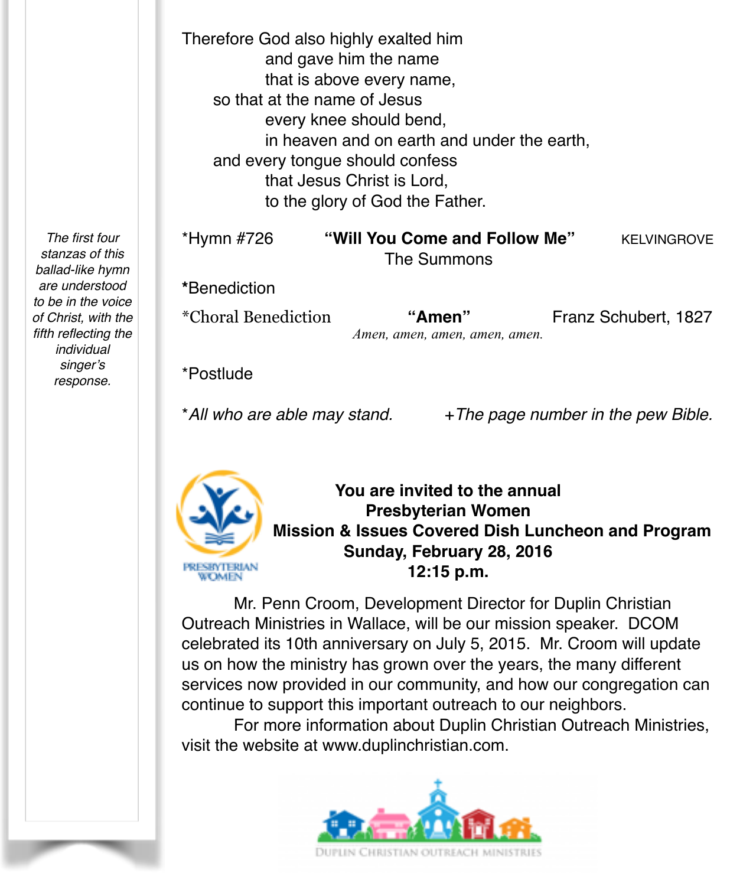Therefore God also highly exalted him
and gave him the name
that is above every name,
so that at the name of Jesus
every knee should bend,
in heaven and on earth and under the earth,
and every tongue should confess
that Jesus Christ is Lord,
to the glory of God the Father.

*The first four stanzas of this ballad-like hymn are understood to be in the voice of Christ, with the fifth reflecting the individual singer's response.*

*Hymn #726 **"Will You Come and Follow Me"** KELVINGROVE
The Summons

***Benediction**

*Choral Benediction **"Amen"** Franz Schubert, 1827
*Amen, amen, amen, amen, amen.*

*Postlude

**All who are able may stand.* +*The page number in the pew Bible.*

**You are invited to the annual**
**Presbyterian Women**
**Mission & Issues Covered Dish Luncheon and Program**
**Sunday, February 28, 2016**
**12:15 p.m.**

PRESBYTERIAN WOMEN

Mr. Penn Croom, Development Director for Duplin Christian Outreach Ministries in Wallace, will be our mission speaker. DCOM celebrated its 10th anniversary on July 5, 2015. Mr. Croom will update us on how the ministry has grown over the years, the many different services now provided in our community, and how our congregation can continue to support this important outreach to our neighbors.

For more information about Duplin Christian Outreach Ministries, visit the website at www.duplinchristian.com.

DUPLIN CHRISTIAN OUTREACH MINISTRIES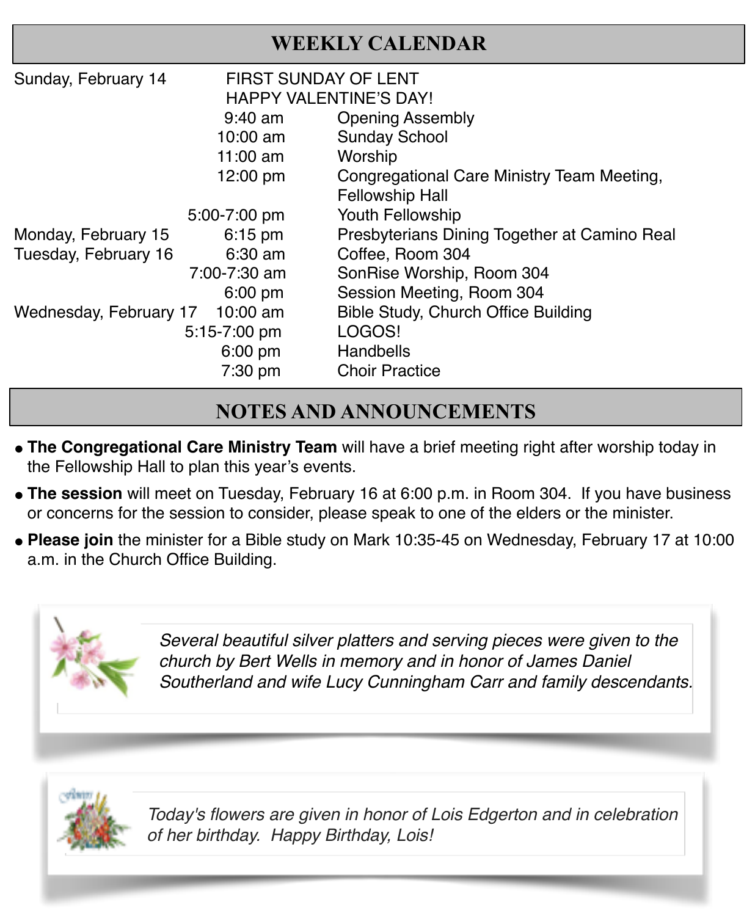## WEEKLY CALENDAR

| Day | Time | Event |
|---|---|---|
| Sunday, February 14 | | FIRST SUNDAY OF LENT |
| | | HAPPY VALENTINE'S DAY! |
| | 9:40 am | Opening Assembly |
| | 10:00 am | Sunday School |
| | 11:00 am | Worship |
| | 12:00 pm | Congregational Care Ministry Team Meeting, Fellowship Hall |
| | 5:00-7:00 pm | Youth Fellowship |
| Monday, February 15 | 6:15 pm | Presbyterians Dining Together at Camino Real |
| Tuesday, February 16 | 6:30 am | Coffee, Room 304 |
| | 7:00-7:30 am | SonRise Worship, Room 304 |
| | 6:00 pm | Session Meeting, Room 304 |
| Wednesday, February 17 | 10:00 am | Bible Study, Church Office Building |
| | 5:15-7:00 pm | LOGOS! |
| | 6:00 pm | Handbells |
| | 7:30 pm | Choir Practice |

## NOTES AND ANNOUNCEMENTS

- **The Congregational Care Ministry Team** will have a brief meeting right after worship today in the Fellowship Hall to plan this year's events.
- **The session** will meet on Tuesday, February 16 at 6:00 p.m. in Room 304. If you have business or concerns for the session to consider, please speak to one of the elders or the minister.
- **Please join** the minister for a Bible study on Mark 10:35-45 on Wednesday, February 17 at 10:00 a.m. in the Church Office Building.

*Several beautiful silver platters and serving pieces were given to the church by Bert Wells in memory and in honor of James Daniel Southerland and wife Lucy Cunningham Carr and family descendants.*

*Today's flowers are given in honor of Lois Edgerton and in celebration of her birthday. Happy Birthday, Lois!*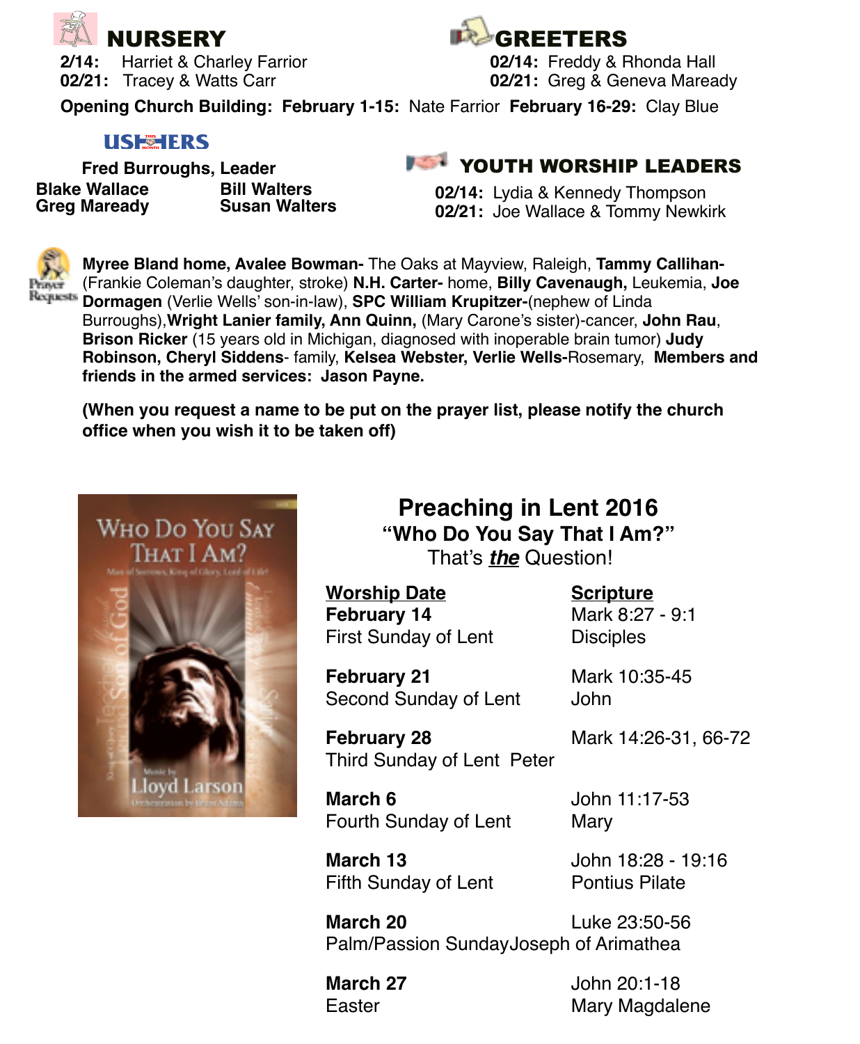## NURSERY

**2/14:** Harriet & Charley Farrior
**02/21:** Tracey & Watts Carr

## GREETERS

**02/14:** Freddy & Rhonda Hall
**02/21:** Greg & Geneva Maready

**Opening Church Building: February 1-15:** Nate Farrior **February 16-29:** Clay Blue

## USHERS

**Fred Burroughs, Leader**

**Blake Wallace**
**Greg Maready**
**Bill Walters**
**Susan Walters**

## YOUTH WORSHIP LEADERS

**02/14:** Lydia & Kennedy Thompson
**02/21:** Joe Wallace & Tommy Newkirk

Prayer Requests

**Myree Bland home, Avalee Bowman-** The Oaks at Mayview, Raleigh, **Tammy Callihan-** (Frankie Coleman's daughter, stroke) **N.H. Carter-** home, **Billy Cavenaugh,** Leukemia, **Joe Dormagen** (Verlie Wells' son-in-law), **SPC William Krupitzer-**(nephew of Linda Burroughs),**Wright Lanier family, Ann Quinn,** (Mary Carone's sister)-cancer, **John Rau**, **Brison Ricker** (15 years old in Michigan, diagnosed with inoperable brain tumor) **Judy Robinson, Cheryl Siddens**- family, **Kelsea Webster, Verlie Wells-**Rosemary, **Members and friends in the armed services: Jason Payne.**

**(When you request a name to be put on the prayer list, please notify the church office when you wish it to be taken off)**

## Preaching in Lent 2016

### "Who Do You Say That I Am?"

That's ***the*** Question!

| Worship Date | Scripture |
|---|---|
| **February 14** First Sunday of Lent | Mark 8:27 - 9:1 Disciples |
| **February 21** Second Sunday of Lent | Mark 10:35-45 John |
| **February 28** Third Sunday of Lent | Mark 14:26-31, 66-72 Peter |
| **March 6** Fourth Sunday of Lent | John 11:17-53 Mary |
| **March 13** Fifth Sunday of Lent | John 18:28 - 19:16 Pontius Pilate |
| **March 20** Palm/Passion Sunday | Luke 23:50-56 Joseph of Arimathea |
| **March 27** Easter | John 20:1-18 Mary Magdalene |